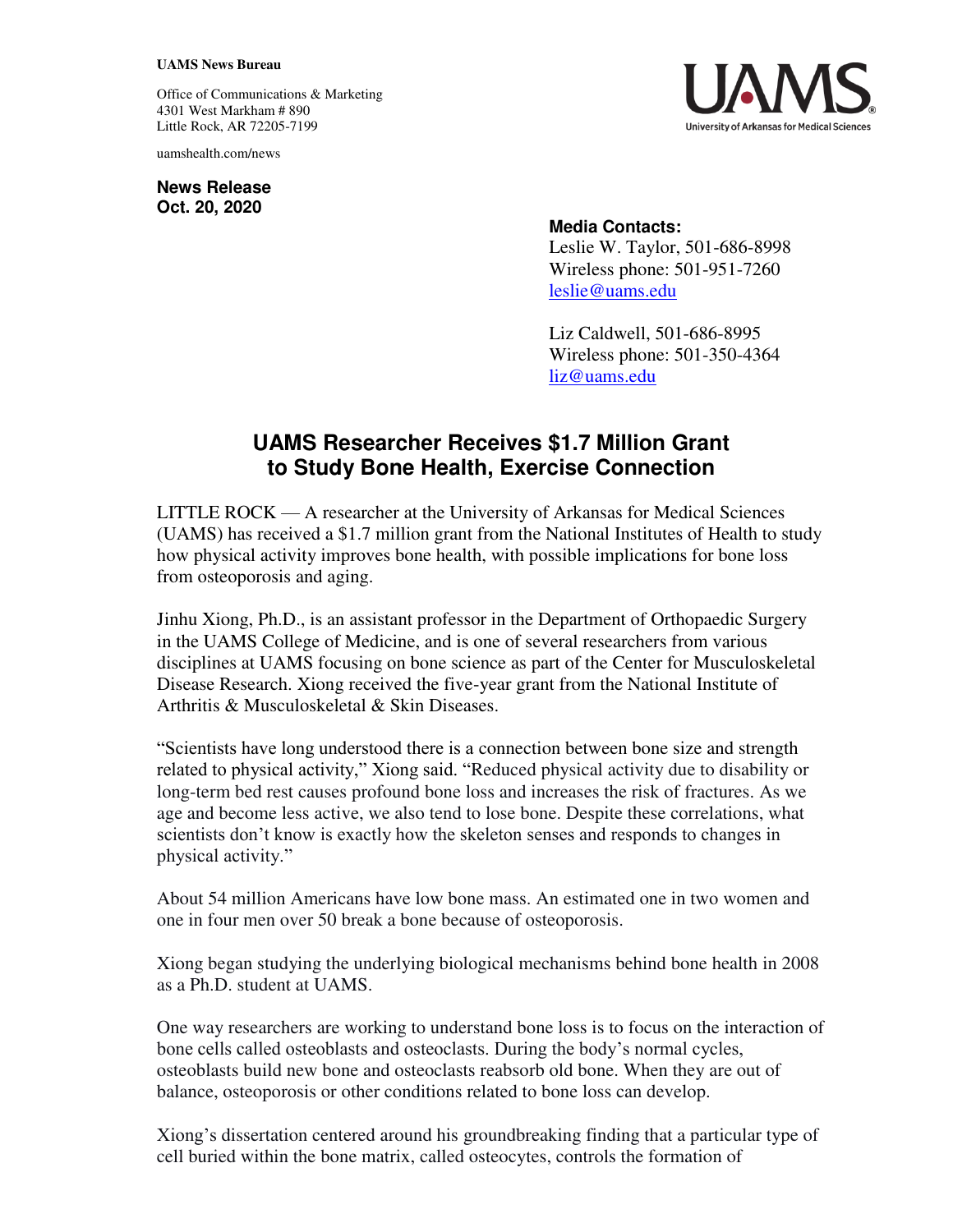**UAMS News Bureau**

Office of Communications & Marketing
4301 West Markham # 890
Little Rock, AR 72205-7199

uamshealth.com/news

**News Release**
**Oct. 20, 2020**

**Media Contacts:**
Leslie W. Taylor, 501-686-8998
Wireless phone: 501-951-7260
leslie@uams.edu

Liz Caldwell, 501-686-8995
Wireless phone: 501-350-4364
liz@uams.edu

# UAMS Researcher Receives $1.7 Million Grant to Study Bone Health, Exercise Connection

LITTLE ROCK — A researcher at the University of Arkansas for Medical Sciences (UAMS) has received a $1.7 million grant from the National Institutes of Health to study how physical activity improves bone health, with possible implications for bone loss from osteoporosis and aging.

Jinhu Xiong, Ph.D., is an assistant professor in the Department of Orthopaedic Surgery in the UAMS College of Medicine, and is one of several researchers from various disciplines at UAMS focusing on bone science as part of the Center for Musculoskeletal Disease Research. Xiong received the five-year grant from the National Institute of Arthritis & Musculoskeletal & Skin Diseases.

"Scientists have long understood there is a connection between bone size and strength related to physical activity," Xiong said. "Reduced physical activity due to disability or long-term bed rest causes profound bone loss and increases the risk of fractures. As we age and become less active, we also tend to lose bone. Despite these correlations, what scientists don't know is exactly how the skeleton senses and responds to changes in physical activity."

About 54 million Americans have low bone mass. An estimated one in two women and one in four men over 50 break a bone because of osteoporosis.

Xiong began studying the underlying biological mechanisms behind bone health in 2008 as a Ph.D. student at UAMS.

One way researchers are working to understand bone loss is to focus on the interaction of bone cells called osteoblasts and osteoclasts. During the body's normal cycles, osteoblasts build new bone and osteoclasts reabsorb old bone. When they are out of balance, osteoporosis or other conditions related to bone loss can develop.

Xiong's dissertation centered around his groundbreaking finding that a particular type of cell buried within the bone matrix, called osteocytes, controls the formation of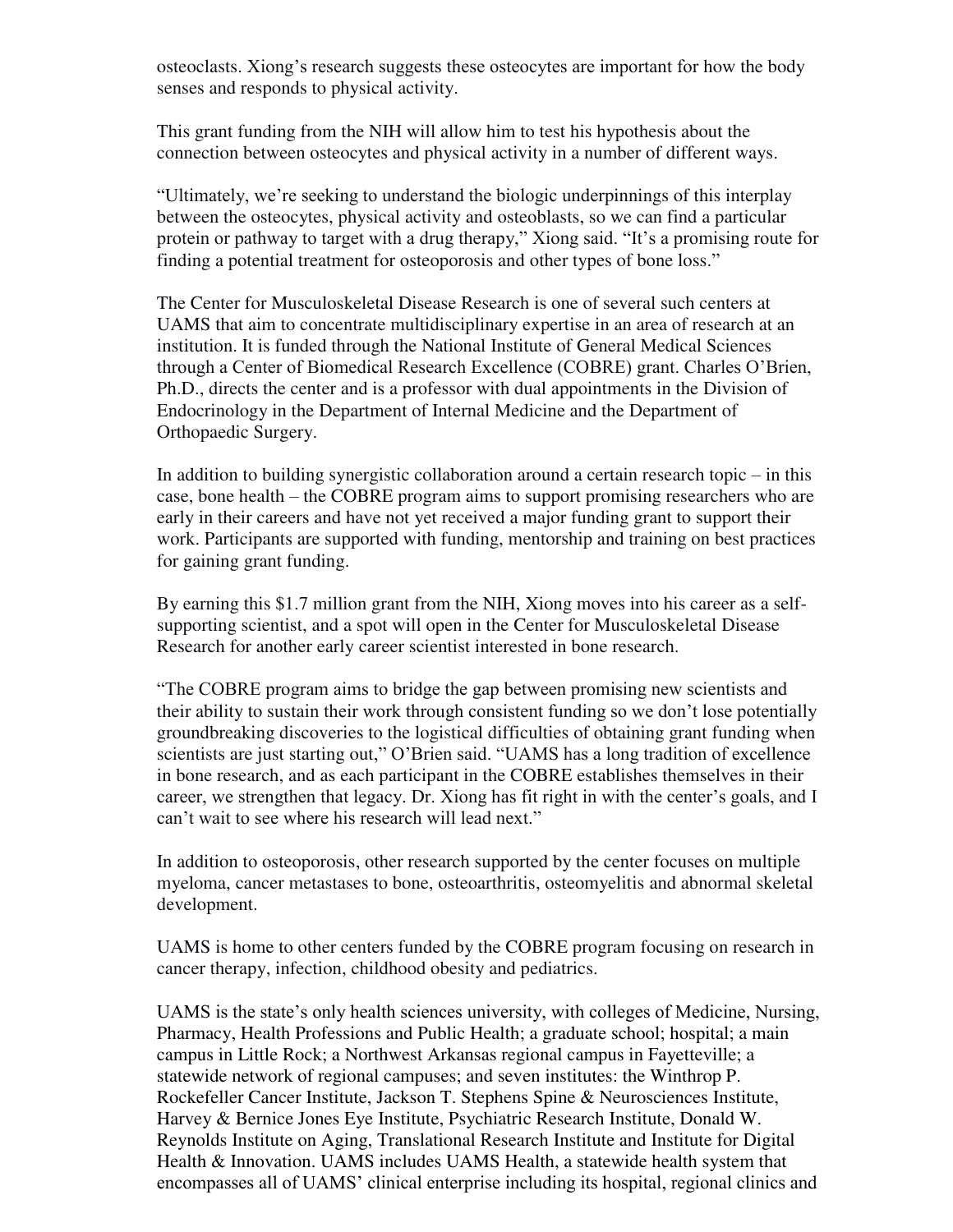osteoclasts. Xiong's research suggests these osteocytes are important for how the body senses and responds to physical activity.

This grant funding from the NIH will allow him to test his hypothesis about the connection between osteocytes and physical activity in a number of different ways.

"Ultimately, we're seeking to understand the biologic underpinnings of this interplay between the osteocytes, physical activity and osteoblasts, so we can find a particular protein or pathway to target with a drug therapy," Xiong said. "It's a promising route for finding a potential treatment for osteoporosis and other types of bone loss."

The Center for Musculoskeletal Disease Research is one of several such centers at UAMS that aim to concentrate multidisciplinary expertise in an area of research at an institution. It is funded through the National Institute of General Medical Sciences through a Center of Biomedical Research Excellence (COBRE) grant. Charles O'Brien, Ph.D., directs the center and is a professor with dual appointments in the Division of Endocrinology in the Department of Internal Medicine and the Department of Orthopaedic Surgery.

In addition to building synergistic collaboration around a certain research topic – in this case, bone health – the COBRE program aims to support promising researchers who are early in their careers and have not yet received a major funding grant to support their work. Participants are supported with funding, mentorship and training on best practices for gaining grant funding.

By earning this $1.7 million grant from the NIH, Xiong moves into his career as a self-supporting scientist, and a spot will open in the Center for Musculoskeletal Disease Research for another early career scientist interested in bone research.

"The COBRE program aims to bridge the gap between promising new scientists and their ability to sustain their work through consistent funding so we don't lose potentially groundbreaking discoveries to the logistical difficulties of obtaining grant funding when scientists are just starting out," O'Brien said. "UAMS has a long tradition of excellence in bone research, and as each participant in the COBRE establishes themselves in their career, we strengthen that legacy. Dr. Xiong has fit right in with the center's goals, and I can't wait to see where his research will lead next."

In addition to osteoporosis, other research supported by the center focuses on multiple myeloma, cancer metastases to bone, osteoarthritis, osteomyelitis and abnormal skeletal development.

UAMS is home to other centers funded by the COBRE program focusing on research in cancer therapy, infection, childhood obesity and pediatrics.

UAMS is the state's only health sciences university, with colleges of Medicine, Nursing, Pharmacy, Health Professions and Public Health; a graduate school; hospital; a main campus in Little Rock; a Northwest Arkansas regional campus in Fayetteville; a statewide network of regional campuses; and seven institutes: the Winthrop P. Rockefeller Cancer Institute, Jackson T. Stephens Spine & Neurosciences Institute, Harvey & Bernice Jones Eye Institute, Psychiatric Research Institute, Donald W. Reynolds Institute on Aging, Translational Research Institute and Institute for Digital Health & Innovation. UAMS includes UAMS Health, a statewide health system that encompasses all of UAMS' clinical enterprise including its hospital, regional clinics and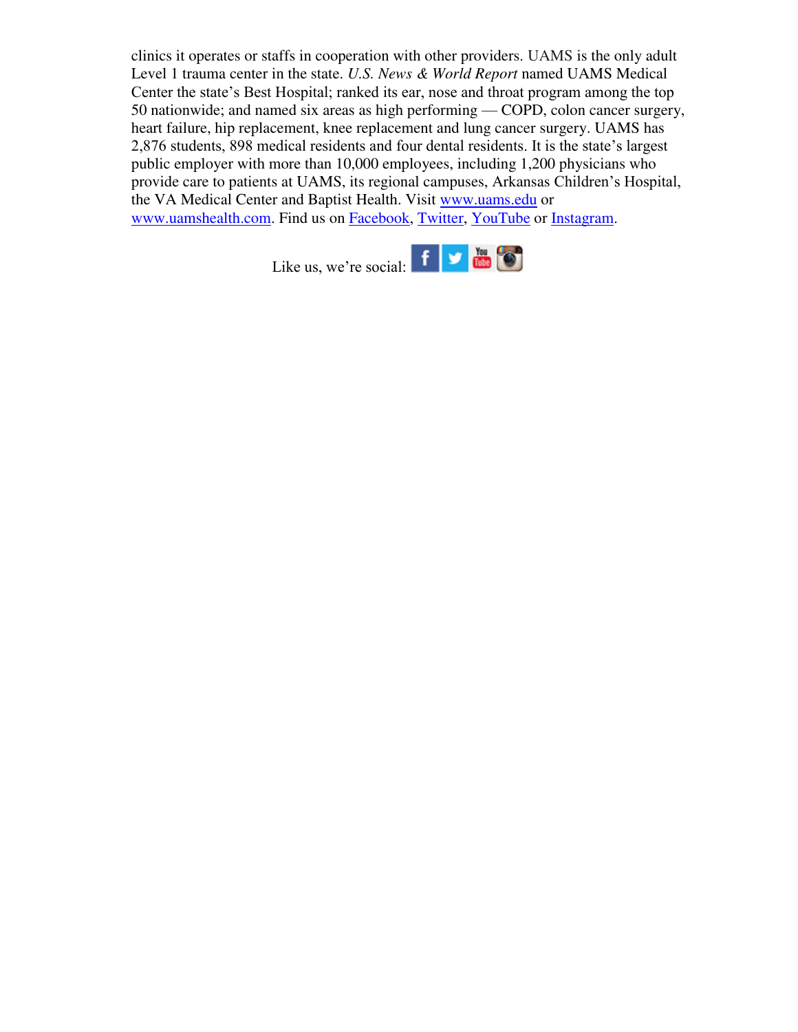clinics it operates or staffs in cooperation with other providers. UAMS is the only adult Level 1 trauma center in the state. *U.S. News & World Report* named UAMS Medical Center the state's Best Hospital; ranked its ear, nose and throat program among the top 50 nationwide; and named six areas as high performing — COPD, colon cancer surgery, heart failure, hip replacement, knee replacement and lung cancer surgery. UAMS has 2,876 students, 898 medical residents and four dental residents. It is the state's largest public employer with more than 10,000 employees, including 1,200 physicians who provide care to patients at UAMS, its regional campuses, Arkansas Children's Hospital, the VA Medical Center and Baptist Health. Visit www.uams.edu or www.uamshealth.com. Find us on Facebook, Twitter, YouTube or Instagram.

Like us, we're social: